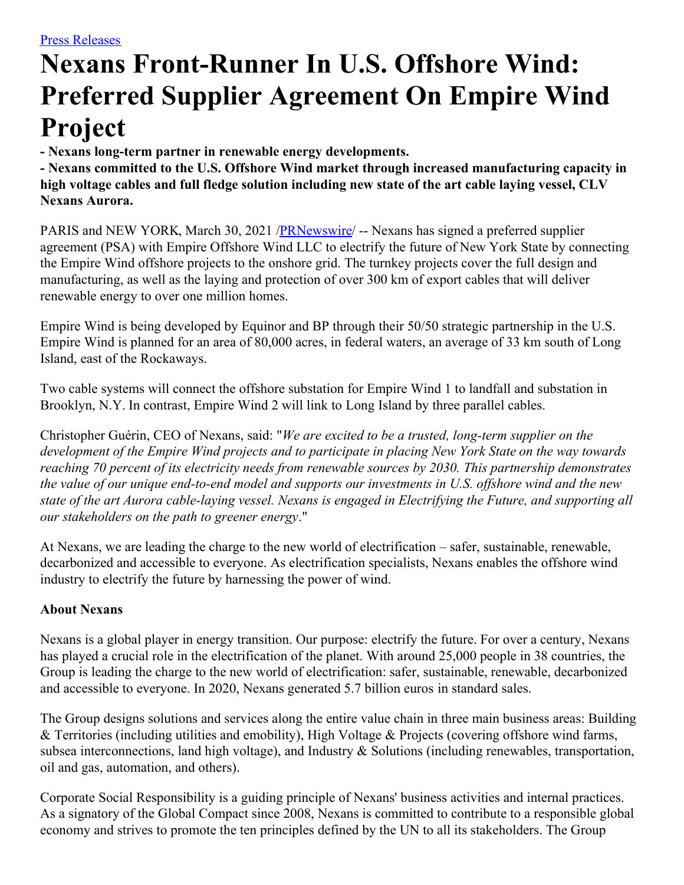[Press Releases](#)

# Nexans Front-Runner In U.S. Offshore Wind: Preferred Supplier Agreement On Empire Wind Project

**- Nexans long-term partner in renewable energy developments.**

**- Nexans committed to the U.S. Offshore Wind market through increased manufacturing capacity in high voltage cables and full fledge solution including new state of the art cable laying vessel, CLV Nexans Aurora.**

PARIS and NEW YORK, March 30, 2021 /[PRNewswire](#)/ -- Nexans has signed a preferred supplier agreement (PSA) with Empire Offshore Wind LLC to electrify the future of New York State by connecting the Empire Wind offshore projects to the onshore grid. The turnkey projects cover the full design and manufacturing, as well as the laying and protection of over 300 km of export cables that will deliver renewable energy to over one million homes.

Empire Wind is being developed by Equinor and BP through their 50/50 strategic partnership in the U.S. Empire Wind is planned for an area of 80,000 acres, in federal waters, an average of 33 km south of Long Island, east of the Rockaways.

Two cable systems will connect the offshore substation for Empire Wind 1 to landfall and substation in Brooklyn, N.Y. In contrast, Empire Wind 2 will link to Long Island by three parallel cables.

Christopher Guérin, CEO of Nexans, said: "*We are excited to be a trusted, long-term supplier on the development of the Empire Wind projects and to participate in placing New York State on the way towards reaching 70 percent of its electricity needs from renewable sources by 2030. This partnership demonstrates the value of our unique end-to-end model and supports our investments in U.S. offshore wind and the new state of the art Aurora cable-laying vessel. Nexans is engaged in Electrifying the Future, and supporting all our stakeholders on the path to greener energy*."

At Nexans, we are leading the charge to the new world of electrification – safer, sustainable, renewable, decarbonized and accessible to everyone. As electrification specialists, Nexans enables the offshore wind industry to electrify the future by harnessing the power of wind.

**About Nexans**

Nexans is a global player in energy transition. Our purpose: electrify the future. For over a century, Nexans has played a crucial role in the electrification of the planet. With around 25,000 people in 38 countries, the Group is leading the charge to the new world of electrification: safer, sustainable, renewable, decarbonized and accessible to everyone. In 2020, Nexans generated 5.7 billion euros in standard sales.

The Group designs solutions and services along the entire value chain in three main business areas: Building & Territories (including utilities and emobility), High Voltage & Projects (covering offshore wind farms, subsea interconnections, land high voltage), and Industry & Solutions (including renewables, transportation, oil and gas, automation, and others).

Corporate Social Responsibility is a guiding principle of Nexans' business activities and internal practices. As a signatory of the Global Compact since 2008, Nexans is committed to contribute to a responsible global economy and strives to promote the ten principles defined by the UN to all its stakeholders. The Group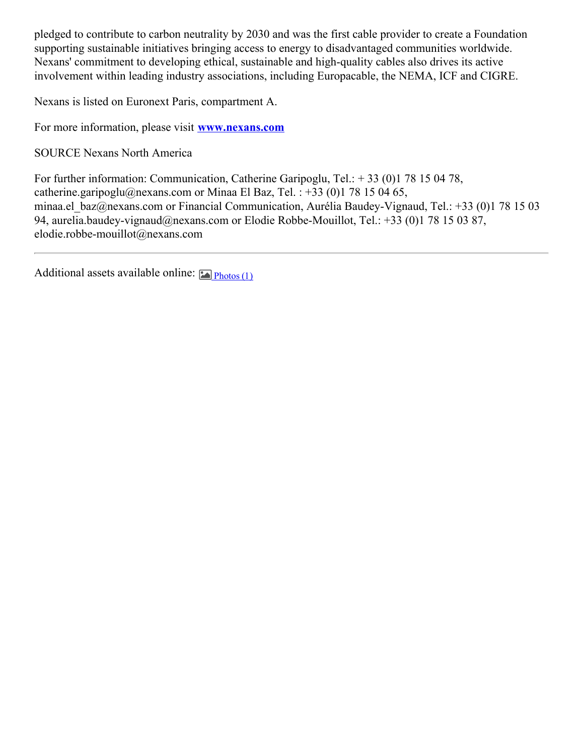pledged to contribute to carbon neutrality by 2030 and was the first cable provider to create a Foundation supporting sustainable initiatives bringing access to energy to disadvantaged communities worldwide. Nexans' commitment to developing ethical, sustainable and high-quality cables also drives its active involvement within leading industry associations, including Europacable, the NEMA, ICF and CIGRE.

Nexans is listed on Euronext Paris, compartment A.

For more information, please visit **www.nexans.com**

SOURCE Nexans North America

For further information: Communication, Catherine Garipoglu, Tel.: + 33 (0)1 78 15 04 78, catherine.garipoglu@nexans.com or Minaa El Baz, Tel. : +33 (0)1 78 15 04 65, minaa.el_baz@nexans.com or Financial Communication, Aurélia Baudey-Vignaud, Tel.: +33 (0)1 78 15 03 94, aurelia.baudey-vignaud@nexans.com or Elodie Robbe-Mouillot, Tel.: +33 (0)1 78 15 03 87, elodie.robbe-mouillot@nexans.com

---

Additional assets available online: Photos (1)